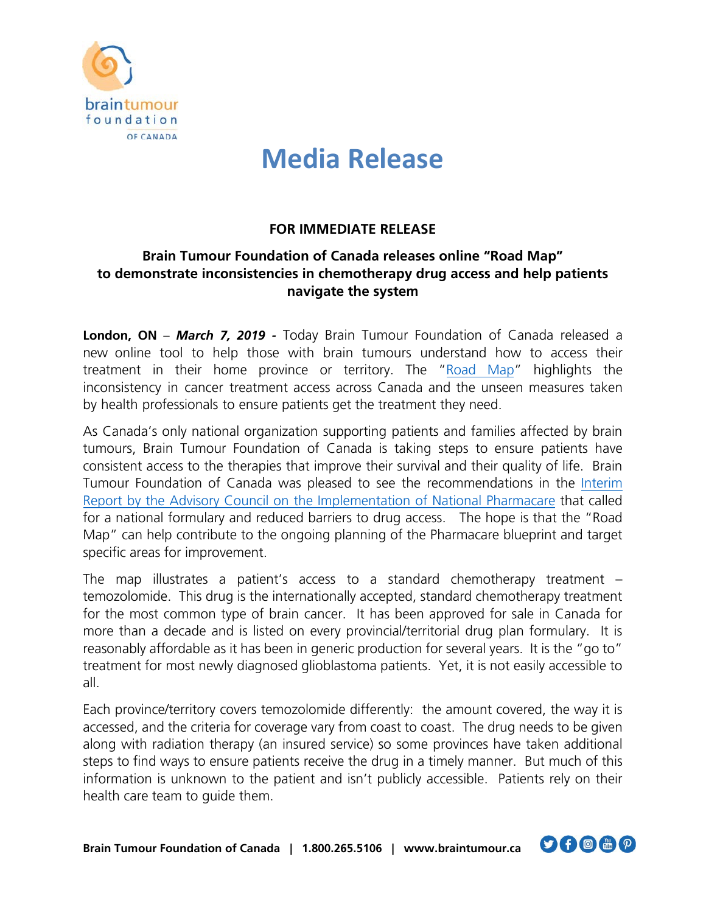# Media Release

**FOR IMMEDIATE RELEASE**

## Brain Tumour Foundation of Canada releases online "Road Map" to demonstrate inconsistencies in chemotherapy drug access and help patients navigate the system

**London, ON** – ***March 7, 2019 -*** Today Brain Tumour Foundation of Canada released a new online tool to help those with brain tumours understand how to access their treatment in their home province or territory. The "Road Map" highlights the inconsistency in cancer treatment access across Canada and the unseen measures taken by health professionals to ensure patients get the treatment they need.

As Canada's only national organization supporting patients and families affected by brain tumours, Brain Tumour Foundation of Canada is taking steps to ensure patients have consistent access to the therapies that improve their survival and their quality of life. Brain Tumour Foundation of Canada was pleased to see the recommendations in the Interim Report by the Advisory Council on the Implementation of National Pharmacare that called for a national formulary and reduced barriers to drug access. The hope is that the "Road Map" can help contribute to the ongoing planning of the Pharmacare blueprint and target specific areas for improvement.

The map illustrates a patient's access to a standard chemotherapy treatment – temozolomide. This drug is the internationally accepted, standard chemotherapy treatment for the most common type of brain cancer. It has been approved for sale in Canada for more than a decade and is listed on every provincial/territorial drug plan formulary. It is reasonably affordable as it has been in generic production for several years. It is the "go to" treatment for most newly diagnosed glioblastoma patients. Yet, it is not easily accessible to all.

Each province/territory covers temozolomide differently: the amount covered, the way it is accessed, and the criteria for coverage vary from coast to coast. The drug needs to be given along with radiation therapy (an insured service) so some provinces have taken additional steps to find ways to ensure patients receive the drug in a timely manner. But much of this information is unknown to the patient and isn't publicly accessible. Patients rely on their health care team to guide them.

**Brain Tumour Foundation of Canada | 1.800.265.5106 | www.braintumour.ca**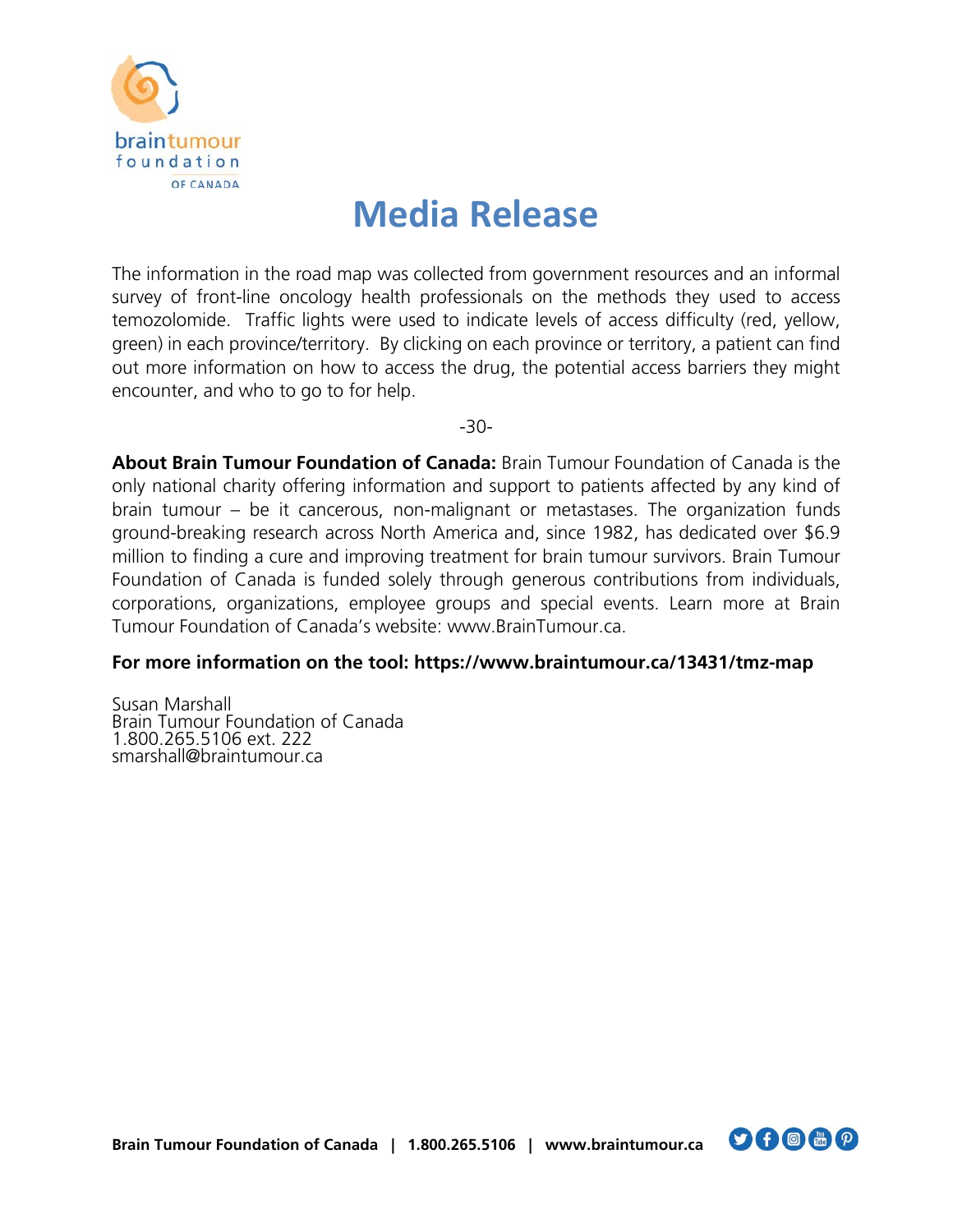# Media Release

The information in the road map was collected from government resources and an informal survey of front-line oncology health professionals on the methods they used to access temozolomide. Traffic lights were used to indicate levels of access difficulty (red, yellow, green) in each province/territory. By clicking on each province or territory, a patient can find out more information on how to access the drug, the potential access barriers they might encounter, and who to go to for help.

-30-

**About Brain Tumour Foundation of Canada:** Brain Tumour Foundation of Canada is the only national charity offering information and support to patients affected by any kind of brain tumour – be it cancerous, non-malignant or metastases. The organization funds ground-breaking research across North America and, since 1982, has dedicated over $6.9 million to finding a cure and improving treatment for brain tumour survivors. Brain Tumour Foundation of Canada is funded solely through generous contributions from individuals, corporations, organizations, employee groups and special events. Learn more at Brain Tumour Foundation of Canada's website: www.BrainTumour.ca.

**For more information on the tool: https://www.braintumour.ca/13431/tmz-map**

Susan Marshall
Brain Tumour Foundation of Canada
1.800.265.5106 ext. 222
smarshall@braintumour.ca